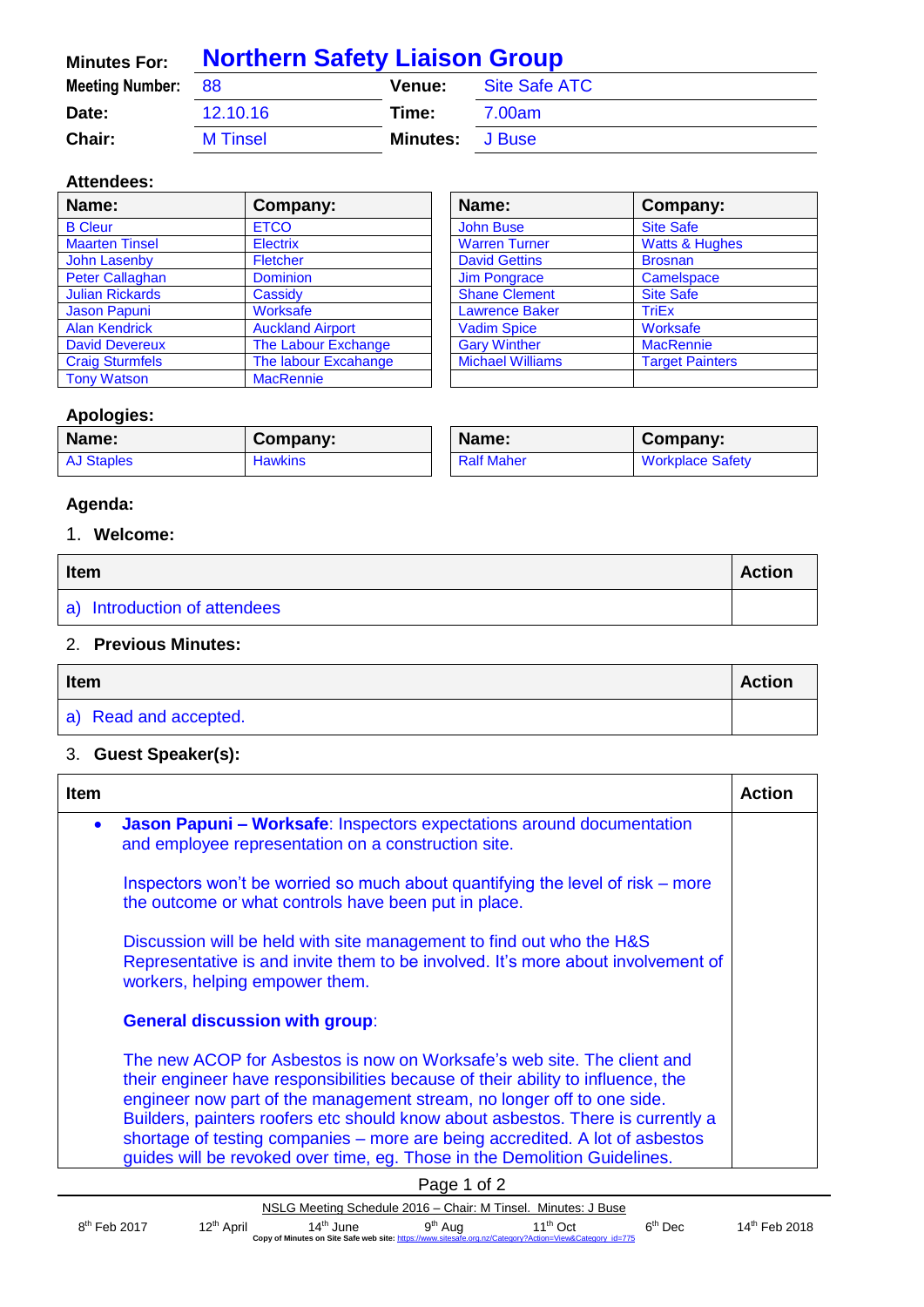| Minutes For: | Northern Safety Liaison Group | | |
|---|---|---|---|
| Meeting Number: | 88 | Venue: | Site Safe ATC |
| Date: | 12.10.16 | Time: | 7.00am |
| Chair: | M Tinsel | Minutes: | J Buse |

**Attendees:**

| Name: | Company: | Name: | Company: |
|---|---|---|---|
| B Cleur | ETCO | John Buse | Site Safe |
| Maarten Tinsel | Electrix | Warren Turner | Watts & Hughes |
| John Lasenby | Fletcher | David Gettins | Brosnan |
| Peter Callaghan | Dominion | Jim Pongrace | Camelspace |
| Julian Rickards | Cassidy | Shane Clement | Site Safe |
| Jason Papuni | Worksafe | Lawrence Baker | TriEx |
| Alan Kendrick | Auckland Airport | Vadim Spice | Worksafe |
| David Devereux | The Labour Exchange | Gary Winther | MacRennie |
| Craig Sturmfels | The labour Excahange | Michael Williams | Target Painters |
| Tony Watson | MacRennie | | |

**Apologies:**

| Name: | Company: | Name: | Company: |
|---|---|---|---|
| AJ Staples | Hawkins | Ralf Maher | Workplace Safety |

**Agenda:**

1. **Welcome:**

| Item | Action |
|---|---|
| a) Introduction of attendees | |

2. **Previous Minutes:**

| Item | Action |
|---|---|
| a) Read and accepted. | |

3. **Guest Speaker(s):**

| Item | Action |
|---|---|
| • **Jason Papuni – Worksafe**: Inspectors expectations around documentation and employee representation on a construction site.<br><br>Inspectors won't be worried so much about quantifying the level of risk – more the outcome or what controls have been put in place.<br><br>Discussion will be held with site management to find out who the H&S Representative is and invite them to be involved. It's more about involvement of workers, helping empower them.<br><br>**General discussion with group**:<br><br>The new ACOP for Asbestos is now on Worksafe's web site. The client and their engineer have responsibilities because of their ability to influence, the engineer now part of the management stream, no longer off to one side. Builders, painters roofers etc should know about asbestos. There is currently a shortage of testing companies – more are being accredited. A lot of asbestos guides will be revoked over time, eg. Those in the Demolition Guidelines. | |

NSLG Meeting Schedule 2016 – Chair: M Tinsel. Minutes: J Buse

8th Feb 2017 | 12th April | 14th June | 9th Aug | 11th Oct | 6th Dec | 14th Feb 2018

Copy of Minutes on Site Safe web site: https://www.sitesafe.org.nz/Category?Action=View&Category_id=775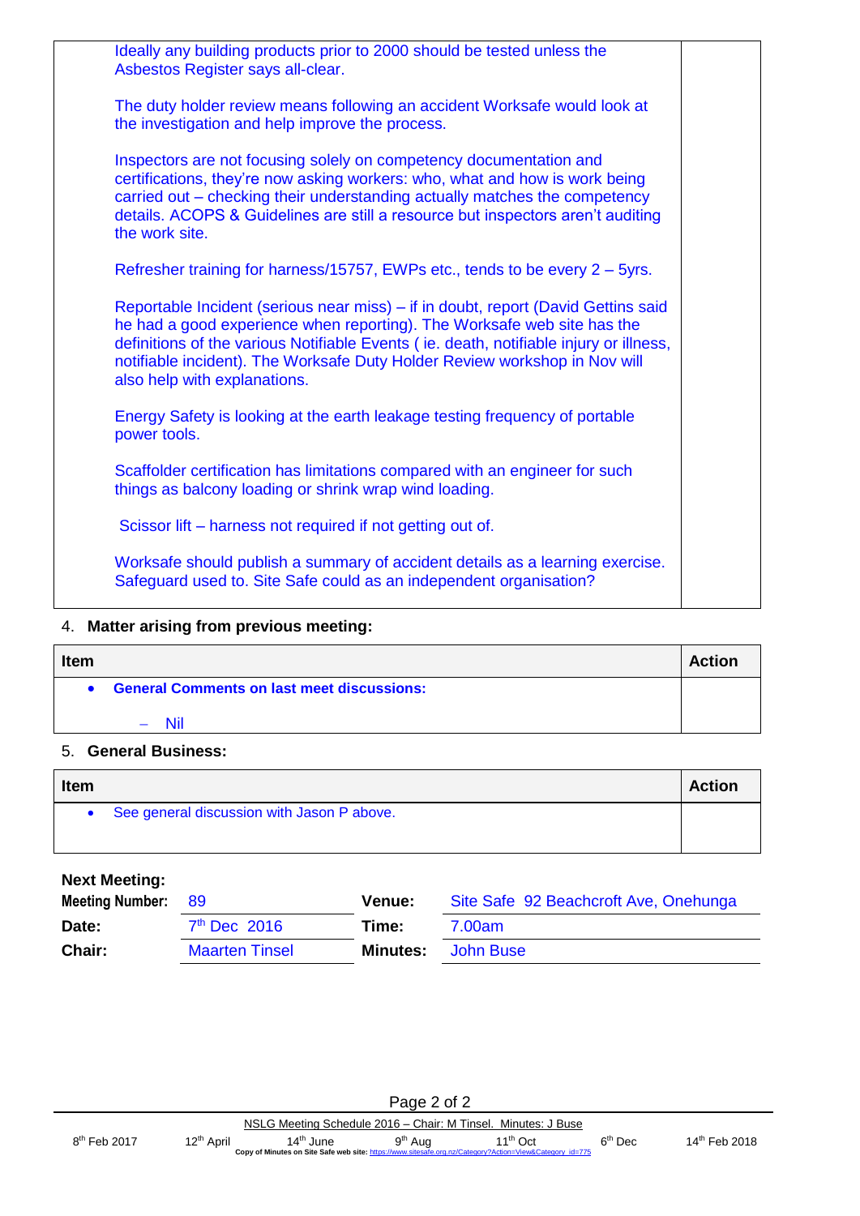| | |
|---|---|
| Ideally any building products prior to 2000 should be tested unless the Asbestos Register says all-clear.<br><br>The duty holder review means following an accident Worksafe would look at the investigation and help improve the process.<br><br>Inspectors are not focusing solely on competency documentation and certifications, they're now asking workers: who, what and how is work being carried out – checking their understanding actually matches the competency details. ACOPS & Guidelines are still a resource but inspectors aren't auditing the work site.<br><br>Refresher training for harness/15757, EWPs etc., tends to be every 2 – 5yrs.<br><br>Reportable Incident (serious near miss) – if in doubt, report (David Gettins said he had a good experience when reporting). The Worksafe web site has the definitions of the various Notifiable Events ( ie. death, notifiable injury or illness, notifiable incident). The Worksafe Duty Holder Review workshop in Nov will also help with explanations.<br><br>Energy Safety is looking at the earth leakage testing frequency of portable power tools.<br><br>Scaffolder certification has limitations compared with an engineer for such things as balcony loading or shrink wrap wind loading.<br><br>Scissor lift – harness not required if not getting out of.<br><br>Worksafe should publish a summary of accident details as a learning exercise. Safeguard used to. Site Safe could as an independent organisation? | |

4. **Matter arising from previous meeting:**

| Item | Action |
|---|---|
| • **General Comments on last meet discussions:**<br>– Nil | |

5. **General Business:**

| Item | Action |
|---|---|
| • See general discussion with Jason P above. | |

**Next Meeting:**

| | | | |
|---|---|---|---|
| **Meeting Number:** | 89 | **Venue:** | Site Safe 92 Beachcroft Ave, Onehunga |
| **Date:** | 7th Dec 2016 | **Time:** | 7.00am |
| **Chair:** | Maarten Tinsel | **Minutes:** | John Buse |

NSLG Meeting Schedule 2016 – Chair: M Tinsel. Minutes: J Buse

| 8th Feb 2017 | 12th April | 14th June | 9th Aug | 11th Oct | 6th Dec | 14th Feb 2018 |
|---|---|---|---|---|---|---|

Copy of Minutes on Site Safe web site: https://www.sitesafe.org.nz/Category?Action=View&Category_id=775